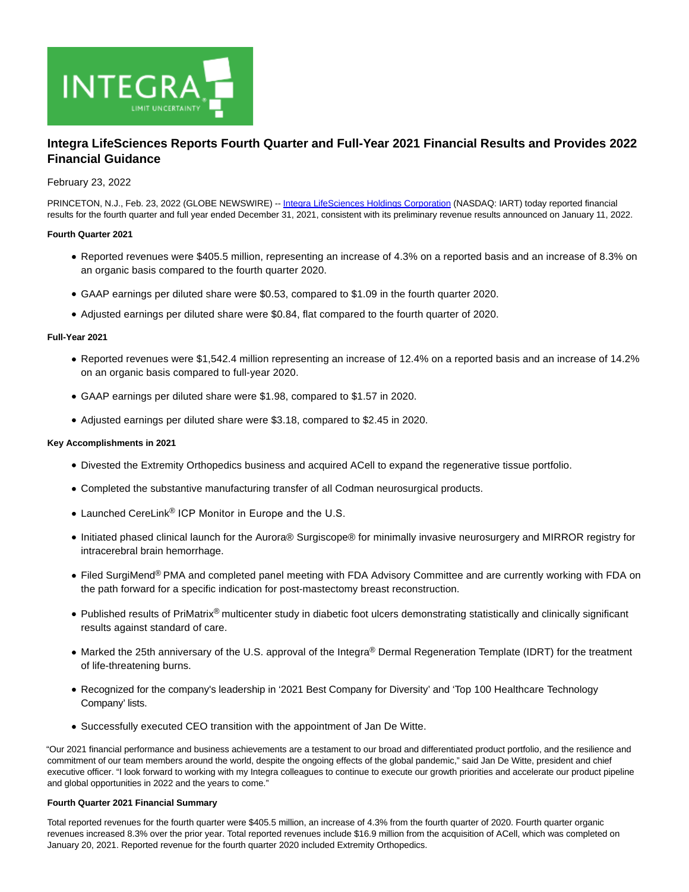# Integra LifeSciences Reports Fourth Quarter and Full-Year 2021 Financial Results and Provides 2022 Financial Guidance

February 23, 2022

PRINCETON, N.J., Feb. 23, 2022 (GLOBE NEWSWIRE) -- Integra LifeSciences Holdings Corporation (NASDAQ: IART) today reported financial results for the fourth quarter and full year ended December 31, 2021, consistent with its preliminary revenue results announced on January 11, 2022.

**Fourth Quarter 2021**

- Reported revenues were $405.5 million, representing an increase of 4.3% on a reported basis and an increase of 8.3% on an organic basis compared to the fourth quarter 2020.
- GAAP earnings per diluted share were $0.53, compared to $1.09 in the fourth quarter 2020.
- Adjusted earnings per diluted share were $0.84, flat compared to the fourth quarter of 2020.

**Full-Year 2021**

- Reported revenues were $1,542.4 million representing an increase of 12.4% on a reported basis and an increase of 14.2% on an organic basis compared to full-year 2020.
- GAAP earnings per diluted share were $1.98, compared to $1.57 in 2020.
- Adjusted earnings per diluted share were $3.18, compared to $2.45 in 2020.

**Key Accomplishments in 2021**

- Divested the Extremity Orthopedics business and acquired ACell to expand the regenerative tissue portfolio.
- Completed the substantive manufacturing transfer of all Codman neurosurgical products.
- Launched CereLink® ICP Monitor in Europe and the U.S.
- Initiated phased clinical launch for the Aurora® Surgiscope® for minimally invasive neurosurgery and MIRROR registry for intracerebral brain hemorrhage.
- Filed SurgiMend® PMA and completed panel meeting with FDA Advisory Committee and are currently working with FDA on the path forward for a specific indication for post-mastectomy breast reconstruction.
- Published results of PriMatrix® multicenter study in diabetic foot ulcers demonstrating statistically and clinically significant results against standard of care.
- Marked the 25th anniversary of the U.S. approval of the Integra® Dermal Regeneration Template (IDRT) for the treatment of life-threatening burns.
- Recognized for the company's leadership in '2021 Best Company for Diversity' and 'Top 100 Healthcare Technology Company' lists.
- Successfully executed CEO transition with the appointment of Jan De Witte.

"Our 2021 financial performance and business achievements are a testament to our broad and differentiated product portfolio, and the resilience and commitment of our team members around the world, despite the ongoing effects of the global pandemic," said Jan De Witte, president and chief executive officer. "I look forward to working with my Integra colleagues to continue to execute our growth priorities and accelerate our product pipeline and global opportunities in 2022 and the years to come."

**Fourth Quarter 2021 Financial Summary**

Total reported revenues for the fourth quarter were $405.5 million, an increase of 4.3% from the fourth quarter of 2020. Fourth quarter organic revenues increased 8.3% over the prior year. Total reported revenues include $16.9 million from the acquisition of ACell, which was completed on January 20, 2021. Reported revenue for the fourth quarter 2020 included Extremity Orthopedics.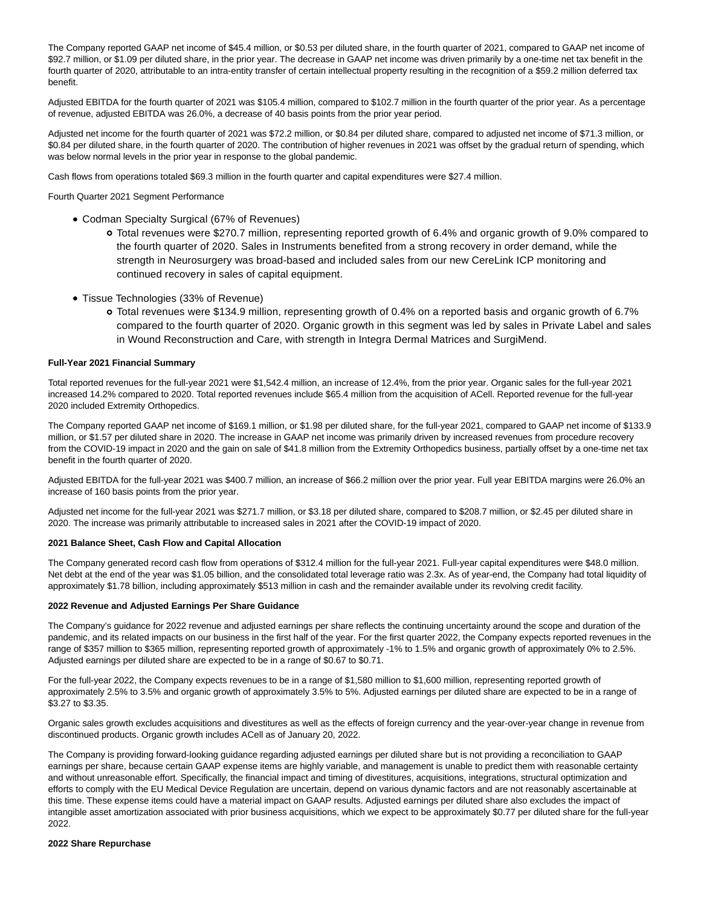The Company reported GAAP net income of $45.4 million, or $0.53 per diluted share, in the fourth quarter of 2021, compared to GAAP net income of $92.7 million, or $1.09 per diluted share, in the prior year. The decrease in GAAP net income was driven primarily by a one-time net tax benefit in the fourth quarter of 2020, attributable to an intra-entity transfer of certain intellectual property resulting in the recognition of a $59.2 million deferred tax benefit.

Adjusted EBITDA for the fourth quarter of 2021 was $105.4 million, compared to $102.7 million in the fourth quarter of the prior year. As a percentage of revenue, adjusted EBITDA was 26.0%, a decrease of 40 basis points from the prior year period.

Adjusted net income for the fourth quarter of 2021 was $72.2 million, or $0.84 per diluted share, compared to adjusted net income of $71.3 million, or $0.84 per diluted share, in the fourth quarter of 2020. The contribution of higher revenues in 2021 was offset by the gradual return of spending, which was below normal levels in the prior year in response to the global pandemic.

Cash flows from operations totaled $69.3 million in the fourth quarter and capital expenditures were $27.4 million.

Fourth Quarter 2021 Segment Performance

- Codman Specialty Surgical (67% of Revenues)
  - Total revenues were $270.7 million, representing reported growth of 6.4% and organic growth of 9.0% compared to the fourth quarter of 2020. Sales in Instruments benefited from a strong recovery in order demand, while the strength in Neurosurgery was broad-based and included sales from our new CereLink ICP monitoring and continued recovery in sales of capital equipment.
- Tissue Technologies (33% of Revenue)
  - Total revenues were $134.9 million, representing growth of 0.4% on a reported basis and organic growth of 6.7% compared to the fourth quarter of 2020. Organic growth in this segment was led by sales in Private Label and sales in Wound Reconstruction and Care, with strength in Integra Dermal Matrices and SurgiMend.

**Full-Year 2021 Financial Summary**

Total reported revenues for the full-year 2021 were $1,542.4 million, an increase of 12.4%, from the prior year. Organic sales for the full-year 2021 increased 14.2% compared to 2020. Total reported revenues include $65.4 million from the acquisition of ACell. Reported revenue for the full-year 2020 included Extremity Orthopedics.

The Company reported GAAP net income of $169.1 million, or $1.98 per diluted share, for the full-year 2021, compared to GAAP net income of $133.9 million, or $1.57 per diluted share in 2020. The increase in GAAP net income was primarily driven by increased revenues from procedure recovery from the COVID-19 impact in 2020 and the gain on sale of $41.8 million from the Extremity Orthopedics business, partially offset by a one-time net tax benefit in the fourth quarter of 2020.

Adjusted EBITDA for the full-year 2021 was $400.7 million, an increase of $66.2 million over the prior year. Full year EBITDA margins were 26.0% an increase of 160 basis points from the prior year.

Adjusted net income for the full-year 2021 was $271.7 million, or $3.18 per diluted share, compared to $208.7 million, or $2.45 per diluted share in 2020. The increase was primarily attributable to increased sales in 2021 after the COVID-19 impact of 2020.

**2021 Balance Sheet, Cash Flow and Capital Allocation**

The Company generated record cash flow from operations of $312.4 million for the full-year 2021. Full-year capital expenditures were $48.0 million. Net debt at the end of the year was $1.05 billion, and the consolidated total leverage ratio was 2.3x. As of year-end, the Company had total liquidity of approximately $1.78 billion, including approximately $513 million in cash and the remainder available under its revolving credit facility.

**2022 Revenue and Adjusted Earnings Per Share Guidance**

The Company's guidance for 2022 revenue and adjusted earnings per share reflects the continuing uncertainty around the scope and duration of the pandemic, and its related impacts on our business in the first half of the year. For the first quarter 2022, the Company expects reported revenues in the range of $357 million to $365 million, representing reported growth of approximately -1% to 1.5% and organic growth of approximately 0% to 2.5%. Adjusted earnings per diluted share are expected to be in a range of $0.67 to $0.71.

For the full-year 2022, the Company expects revenues to be in a range of $1,580 million to $1,600 million, representing reported growth of approximately 2.5% to 3.5% and organic growth of approximately 3.5% to 5%. Adjusted earnings per diluted share are expected to be in a range of $3.27 to $3.35.

Organic sales growth excludes acquisitions and divestitures as well as the effects of foreign currency and the year-over-year change in revenue from discontinued products. Organic growth includes ACell as of January 20, 2022.

The Company is providing forward-looking guidance regarding adjusted earnings per diluted share but is not providing a reconciliation to GAAP earnings per share, because certain GAAP expense items are highly variable, and management is unable to predict them with reasonable certainty and without unreasonable effort. Specifically, the financial impact and timing of divestitures, acquisitions, integrations, structural optimization and efforts to comply with the EU Medical Device Regulation are uncertain, depend on various dynamic factors and are not reasonably ascertainable at this time. These expense items could have a material impact on GAAP results. Adjusted earnings per diluted share also excludes the impact of intangible asset amortization associated with prior business acquisitions, which we expect to be approximately $0.77 per diluted share for the full-year 2022.

**2022 Share Repurchase**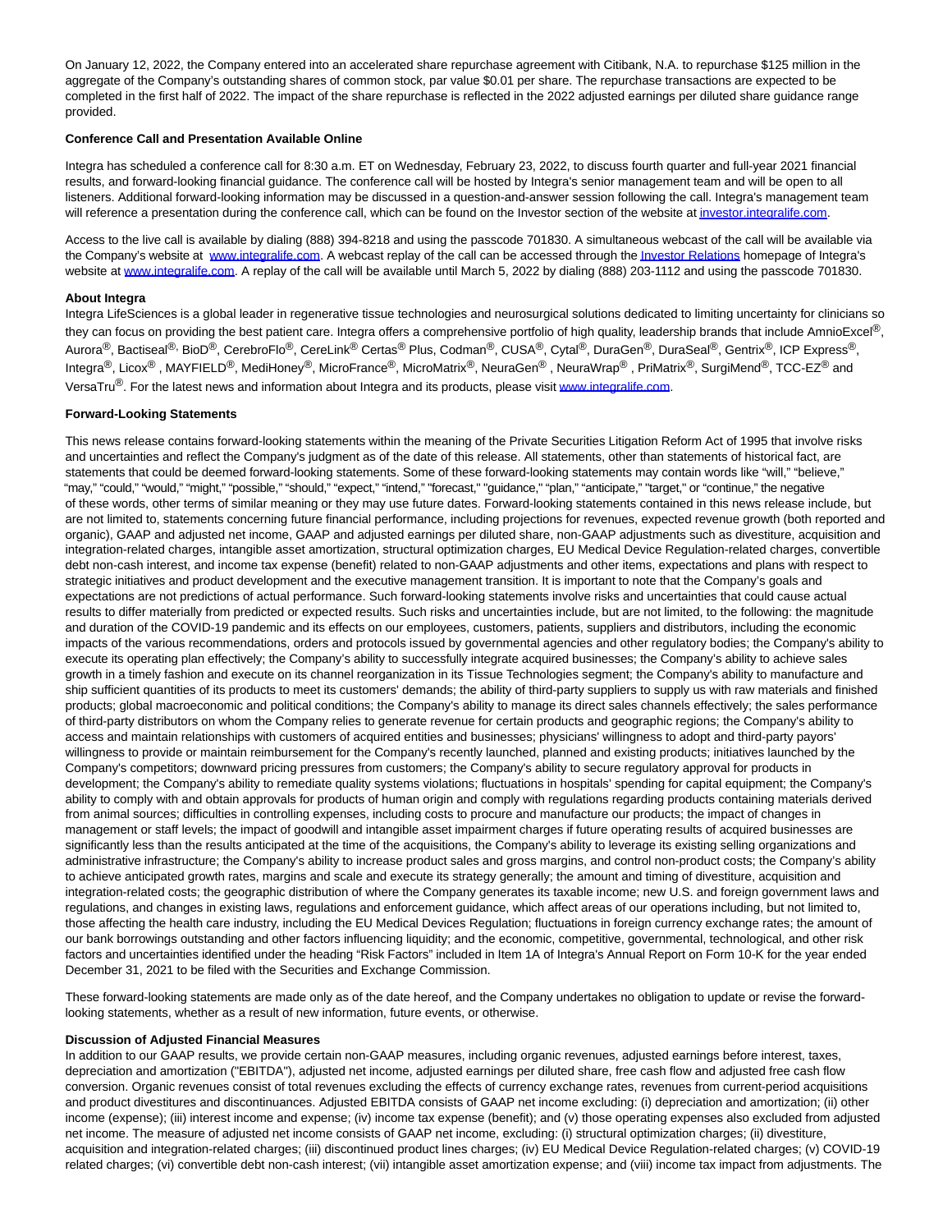On January 12, 2022, the Company entered into an accelerated share repurchase agreement with Citibank, N.A. to repurchase $125 million in the aggregate of the Company's outstanding shares of common stock, par value $0.01 per share. The repurchase transactions are expected to be completed in the first half of 2022. The impact of the share repurchase is reflected in the 2022 adjusted earnings per diluted share guidance range provided.

**Conference Call and Presentation Available Online**

Integra has scheduled a conference call for 8:30 a.m. ET on Wednesday, February 23, 2022, to discuss fourth quarter and full-year 2021 financial results, and forward-looking financial guidance. The conference call will be hosted by Integra's senior management team and will be open to all listeners. Additional forward-looking information may be discussed in a question-and-answer session following the call. Integra's management team will reference a presentation during the conference call, which can be found on the Investor section of the website at investor.integralife.com.

Access to the live call is available by dialing (888) 394-8218 and using the passcode 701830. A simultaneous webcast of the call will be available via the Company's website at www.integralife.com. A webcast replay of the call can be accessed through the Investor Relations homepage of Integra's website at www.integralife.com. A replay of the call will be available until March 5, 2022 by dialing (888) 203-1112 and using the passcode 701830.

**About Integra**

Integra LifeSciences is a global leader in regenerative tissue technologies and neurosurgical solutions dedicated to limiting uncertainty for clinicians so they can focus on providing the best patient care. Integra offers a comprehensive portfolio of high quality, leadership brands that include AmnioExcel®, Aurora®, Bactiseal®, BioD®, CerebroFlo®, CereLink® Certas® Plus, Codman®, CUSA®, Cytal®, DuraGen®, DuraSeal®, Gentrix®, ICP Express®, Integra®, Licox®, MAYFIELD®, MediHoney®, MicroFrance®, MicroMatrix®, NeuraGen®, NeuraWrap®, PriMatrix®, SurgiMend®, TCC-EZ® and VersaTru®. For the latest news and information about Integra and its products, please visit www.integralife.com.

**Forward-Looking Statements**

This news release contains forward-looking statements within the meaning of the Private Securities Litigation Reform Act of 1995 that involve risks and uncertainties and reflect the Company's judgment as of the date of this release. All statements, other than statements of historical fact, are statements that could be deemed forward-looking statements. Some of these forward-looking statements may contain words like "will," "believe," "may," "could," "would," "might," "possible," "should," "expect," "intend," "forecast," "guidance," "plan," "anticipate," "target," or "continue," the negative of these words, other terms of similar meaning or they may use future dates. Forward-looking statements contained in this news release include, but are not limited to, statements concerning future financial performance, including projections for revenues, expected revenue growth (both reported and organic), GAAP and adjusted net income, GAAP and adjusted earnings per diluted share, non-GAAP adjustments such as divestiture, acquisition and integration-related charges, intangible asset amortization, structural optimization charges, EU Medical Device Regulation-related charges, convertible debt non-cash interest, and income tax expense (benefit) related to non-GAAP adjustments and other items, expectations and plans with respect to strategic initiatives and product development and the executive management transition. It is important to note that the Company's goals and expectations are not predictions of actual performance. Such forward-looking statements involve risks and uncertainties that could cause actual results to differ materially from predicted or expected results. Such risks and uncertainties include, but are not limited, to the following: the magnitude and duration of the COVID-19 pandemic and its effects on our employees, customers, patients, suppliers and distributors, including the economic impacts of the various recommendations, orders and protocols issued by governmental agencies and other regulatory bodies; the Company's ability to execute its operating plan effectively; the Company's ability to successfully integrate acquired businesses; the Company's ability to achieve sales growth in a timely fashion and execute on its channel reorganization in its Tissue Technologies segment; the Company's ability to manufacture and ship sufficient quantities of its products to meet its customers' demands; the ability of third-party suppliers to supply us with raw materials and finished products; global macroeconomic and political conditions; the Company's ability to manage its direct sales channels effectively; the sales performance of third-party distributors on whom the Company relies to generate revenue for certain products and geographic regions; the Company's ability to access and maintain relationships with customers of acquired entities and businesses; physicians' willingness to adopt and third-party payors' willingness to provide or maintain reimbursement for the Company's recently launched, planned and existing products; initiatives launched by the Company's competitors; downward pricing pressures from customers; the Company's ability to secure regulatory approval for products in development; the Company's ability to remediate quality systems violations; fluctuations in hospitals' spending for capital equipment; the Company's ability to comply with and obtain approvals for products of human origin and comply with regulations regarding products containing materials derived from animal sources; difficulties in controlling expenses, including costs to procure and manufacture our products; the impact of changes in management or staff levels; the impact of goodwill and intangible asset impairment charges if future operating results of acquired businesses are significantly less than the results anticipated at the time of the acquisitions, the Company's ability to leverage its existing selling organizations and administrative infrastructure; the Company's ability to increase product sales and gross margins, and control non-product costs; the Company's ability to achieve anticipated growth rates, margins and scale and execute its strategy generally; the amount and timing of divestiture, acquisition and integration-related costs; the geographic distribution of where the Company generates its taxable income; new U.S. and foreign government laws and regulations, and changes in existing laws, regulations and enforcement guidance, which affect areas of our operations including, but not limited to, those affecting the health care industry, including the EU Medical Devices Regulation; fluctuations in foreign currency exchange rates; the amount of our bank borrowings outstanding and other factors influencing liquidity; and the economic, competitive, governmental, technological, and other risk factors and uncertainties identified under the heading "Risk Factors" included in Item 1A of Integra's Annual Report on Form 10-K for the year ended December 31, 2021 to be filed with the Securities and Exchange Commission.

These forward-looking statements are made only as of the date hereof, and the Company undertakes no obligation to update or revise the forward-looking statements, whether as a result of new information, future events, or otherwise.

**Discussion of Adjusted Financial Measures**

In addition to our GAAP results, we provide certain non-GAAP measures, including organic revenues, adjusted earnings before interest, taxes, depreciation and amortization ("EBITDA"), adjusted net income, adjusted earnings per diluted share, free cash flow and adjusted free cash flow conversion. Organic revenues consist of total revenues excluding the effects of currency exchange rates, revenues from current-period acquisitions and product divestitures and discontinuances. Adjusted EBITDA consists of GAAP net income excluding: (i) depreciation and amortization; (ii) other income (expense); (iii) interest income and expense; (iv) income tax expense (benefit); and (v) those operating expenses also excluded from adjusted net income. The measure of adjusted net income consists of GAAP net income, excluding: (i) structural optimization charges; (ii) divestiture, acquisition and integration-related charges; (iii) discontinued product lines charges; (iv) EU Medical Device Regulation-related charges; (v) COVID-19 related charges; (vi) convertible debt non-cash interest; (vii) intangible asset amortization expense; and (viii) income tax impact from adjustments. The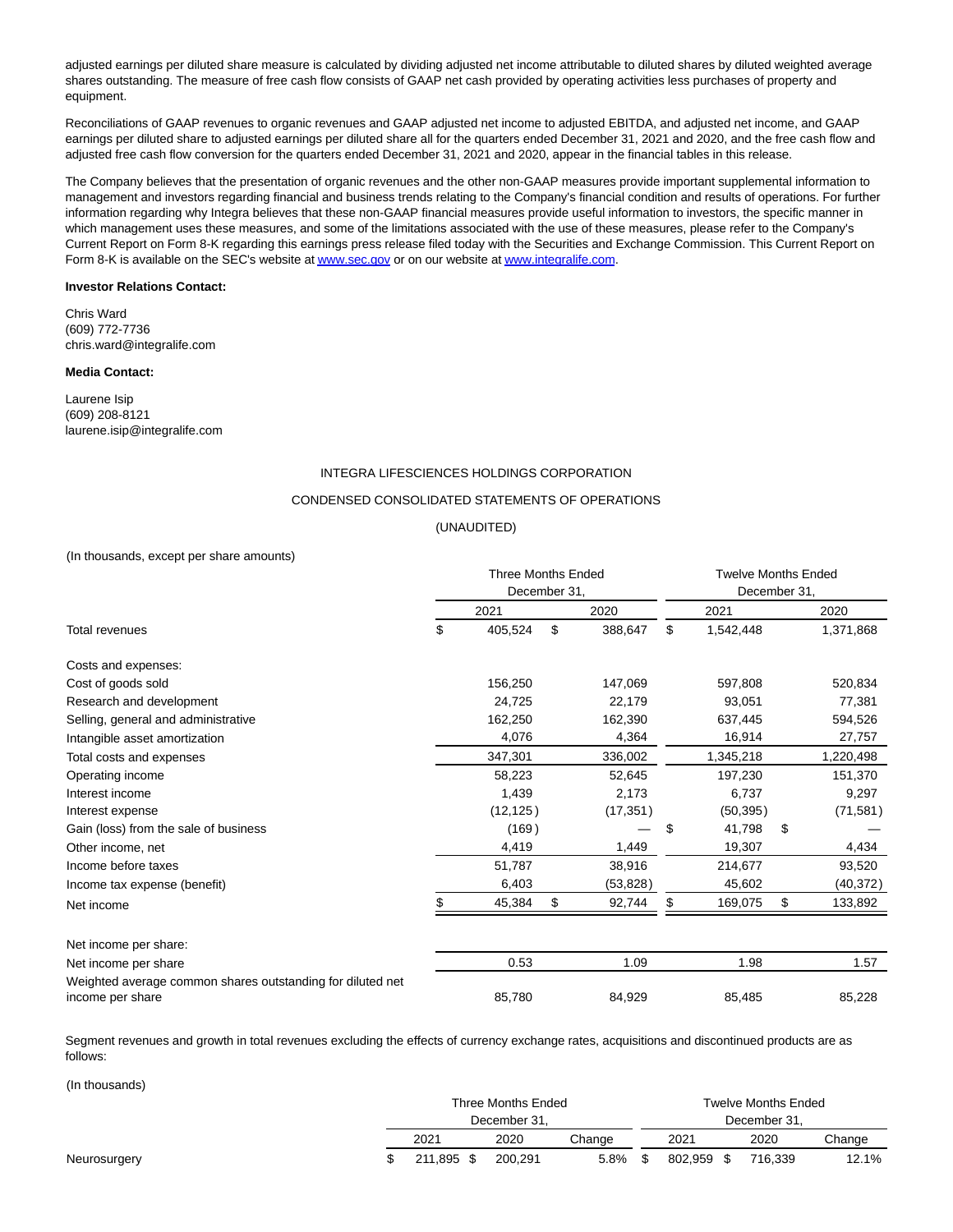adjusted earnings per diluted share measure is calculated by dividing adjusted net income attributable to diluted shares by diluted weighted average shares outstanding. The measure of free cash flow consists of GAAP net cash provided by operating activities less purchases of property and equipment.

Reconciliations of GAAP revenues to organic revenues and GAAP adjusted net income to adjusted EBITDA, and adjusted net income, and GAAP earnings per diluted share to adjusted earnings per diluted share all for the quarters ended December 31, 2021 and 2020, and the free cash flow and adjusted free cash flow conversion for the quarters ended December 31, 2021 and 2020, appear in the financial tables in this release.

The Company believes that the presentation of organic revenues and the other non-GAAP measures provide important supplemental information to management and investors regarding financial and business trends relating to the Company's financial condition and results of operations. For further information regarding why Integra believes that these non-GAAP financial measures provide useful information to investors, the specific manner in which management uses these measures, and some of the limitations associated with the use of these measures, please refer to the Company's Current Report on Form 8-K regarding this earnings press release filed today with the Securities and Exchange Commission. This Current Report on Form 8-K is available on the SEC's website at www.sec.gov or on our website at www.integralife.com.

**Investor Relations Contact:**

Chris Ward
(609) 772-7736
chris.ward@integralife.com

**Media Contact:**

Laurene Isip
(609) 208-8121
laurene.isip@integralife.com

INTEGRA LIFESCIENCES HOLDINGS CORPORATION

CONDENSED CONSOLIDATED STATEMENTS OF OPERATIONS

(UNAUDITED)

(In thousands, except per share amounts)

| | Three Months Ended December 31, | | Twelve Months Ended December 31, | |
|---|---|---|---|---|
| | 2021 | 2020 | 2021 | 2020 |
| Total revenues | $ 405,524 | $ 388,647 | $ 1,542,448 | 1,371,868 |
| Costs and expenses: | | | | |
| Cost of goods sold | 156,250 | 147,069 | 597,808 | 520,834 |
| Research and development | 24,725 | 22,179 | 93,051 | 77,381 |
| Selling, general and administrative | 162,250 | 162,390 | 637,445 | 594,526 |
| Intangible asset amortization | 4,076 | 4,364 | 16,914 | 27,757 |
| Total costs and expenses | 347,301 | 336,002 | 1,345,218 | 1,220,498 |
| Operating income | 58,223 | 52,645 | 197,230 | 151,370 |
| Interest income | 1,439 | 2,173 | 6,737 | 9,297 |
| Interest expense | (12,125) | (17,351) | (50,395) | (71,581) |
| Gain (loss) from the sale of business | (169) | — | $ 41,798 | $ — |
| Other income, net | 4,419 | 1,449 | 19,307 | 4,434 |
| Income before taxes | 51,787 | 38,916 | 214,677 | 93,520 |
| Income tax expense (benefit) | 6,403 | (53,828) | 45,602 | (40,372) |
| Net income | $ 45,384 | $ 92,744 | $ 169,075 | $ 133,892 |
| Net income per share: | | | | |
| Net income per share | 0.53 | 1.09 | 1.98 | 1.57 |
| Weighted average common shares outstanding for diluted net income per share | 85,780 | 84,929 | 85,485 | 85,228 |

Segment revenues and growth in total revenues excluding the effects of currency exchange rates, acquisitions and discontinued products are as follows:

(In thousands)

| | Three Months Ended December 31, | | | Twelve Months Ended December 31, | | |
|---|---|---|---|---|---|---|
| | 2021 | 2020 | Change | 2021 | 2020 | Change |
| Neurosurgery | $ 211,895 | $ 200,291 | 5.8% | $ 802,959 | $ 716,339 | 12.1% |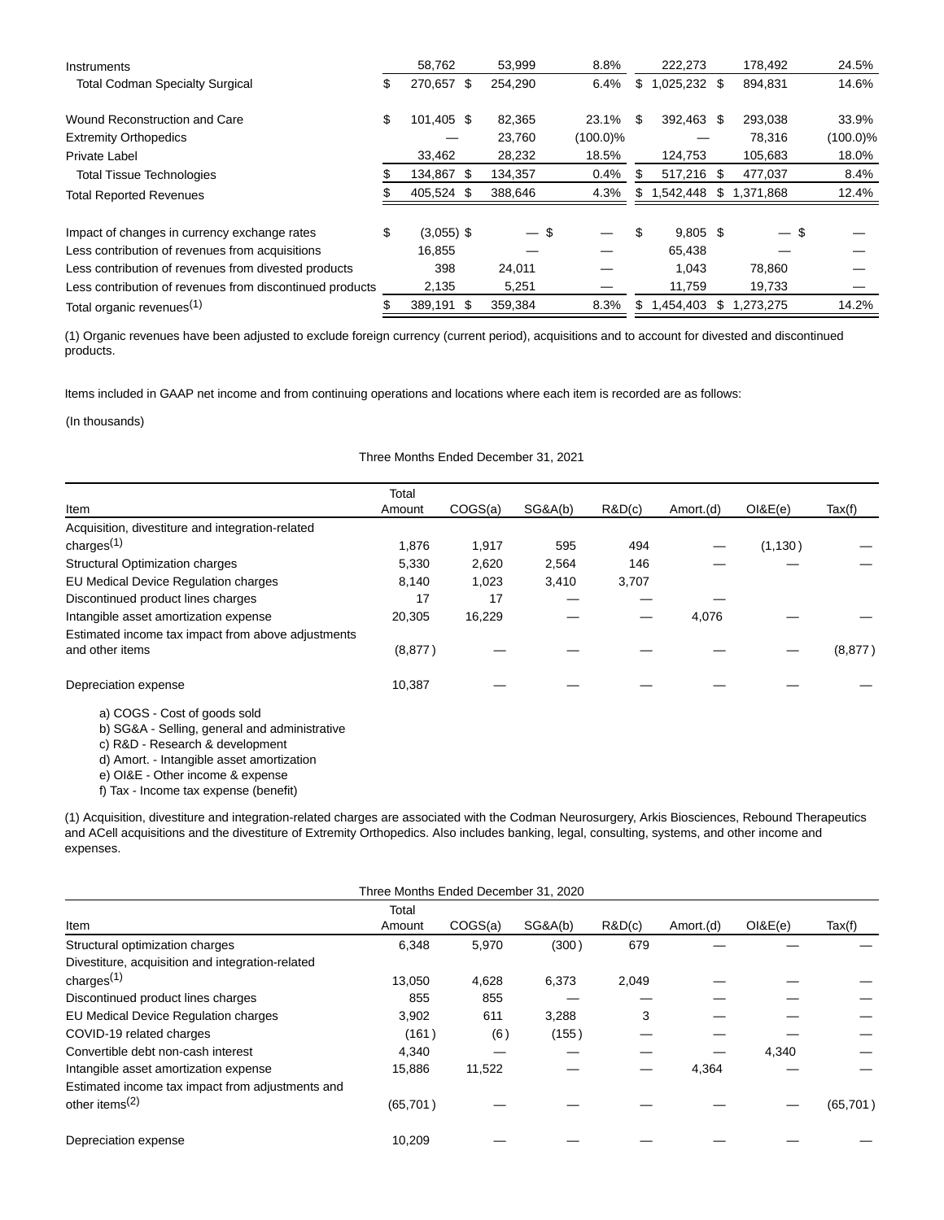| | | | | | | |
|---|---|---|---|---|---|---|
| Instruments | 58,762 | 53,999 | 8.8% | 222,273 | 178,492 | 24.5% |
| Total Codman Specialty Surgical | $ 270,657 | $ 254,290 | 6.4% | $ 1,025,232 | $ 894,831 | 14.6% |
| | | | | | | |
| Wound Reconstruction and Care | $ 101,405 | $ 82,365 | 23.1% | $ 392,463 | $ 293,038 | 33.9% |
| Extremity Orthopedics | — | 23,760 | (100.0)% | — | 78,316 | (100.0)% |
| Private Label | 33,462 | 28,232 | 18.5% | 124,753 | 105,683 | 18.0% |
| Total Tissue Technologies | $ 134,867 | $ 134,357 | 0.4% | $ 517,216 | $ 477,037 | 8.4% |
| Total Reported Revenues | $ 405,524 | $ 388,646 | 4.3% | $ 1,542,448 | $ 1,371,868 | 12.4% |
| | | | | | | |
| Impact of changes in currency exchange rates | $ (3,055) | $ — | $ — | $ 9,805 | $ — | $ — |
| Less contribution of revenues from acquisitions | 16,855 | — | — | 65,438 | — | — |
| Less contribution of revenues from divested products | 398 | 24,011 | — | 1,043 | 78,860 | — |
| Less contribution of revenues from discontinued products | 2,135 | 5,251 | — | 11,759 | 19,733 | — |
| Total organic revenues[1] | $ 389,191 | $ 359,384 | 8.3% | $ 1,454,403 | $ 1,273,275 | 14.2% |

(1) Organic revenues have been adjusted to exclude foreign currency (current period), acquisitions and to account for divested and discontinued products.

Items included in GAAP net income and from continuing operations and locations where each item is recorded are as follows:

(In thousands)

Three Months Ended December 31, 2021

| Item | Total Amount | COGS(a) | SG&A(b) | R&D(c) | Amort.(d) | OI&E(e) | Tax(f) |
|---|---|---|---|---|---|---|---|
| Acquisition, divestiture and integration-related charges[1] | 1,876 | 1,917 | 595 | 494 | — | (1,130) | — |
| Structural Optimization charges | 5,330 | 2,620 | 2,564 | 146 | — | — | — |
| EU Medical Device Regulation charges | 8,140 | 1,023 | 3,410 | 3,707 | | | |
| Discontinued product lines charges | 17 | 17 | — | — | — | | |
| Intangible asset amortization expense | 20,305 | 16,229 | — | — | 4,076 | — | — |
| Estimated income tax impact from above adjustments and other items | (8,877) | — | — | — | — | — | (8,877) |
| Depreciation expense | 10,387 | — | — | — | — | — | — |

a) COGS - Cost of goods sold
b) SG&A - Selling, general and administrative
c) R&D - Research & development
d) Amort. - Intangible asset amortization
e) OI&E - Other income & expense
f) Tax - Income tax expense (benefit)

(1) Acquisition, divestiture and integration-related charges are associated with the Codman Neurosurgery, Arkis Biosciences, Rebound Therapeutics and ACell acquisitions and the divestiture of Extremity Orthopedics. Also includes banking, legal, consulting, systems, and other income and expenses.

Three Months Ended December 31, 2020

| Item | Total Amount | COGS(a) | SG&A(b) | R&D(c) | Amort.(d) | OI&E(e) | Tax(f) |
|---|---|---|---|---|---|---|---|
| Structural optimization charges | 6,348 | 5,970 | (300) | 679 | — | — | — |
| Divestiture, acquisition and integration-related charges[1] | 13,050 | 4,628 | 6,373 | 2,049 | — | — | — |
| Discontinued product lines charges | 855 | 855 | — | — | — | — | — |
| EU Medical Device Regulation charges | 3,902 | 611 | 3,288 | 3 | — | — | — |
| COVID-19 related charges | (161) | (6) | (155) | — | — | — | — |
| Convertible debt non-cash interest | 4,340 | — | — | — | — | 4,340 | — |
| Intangible asset amortization expense | 15,886 | 11,522 | — | — | 4,364 | — | — |
| Estimated income tax impact from adjustments and other items[2] | (65,701) | — | — | — | — | — | (65,701) |
| Depreciation expense | 10,209 | — | — | — | — | — | — |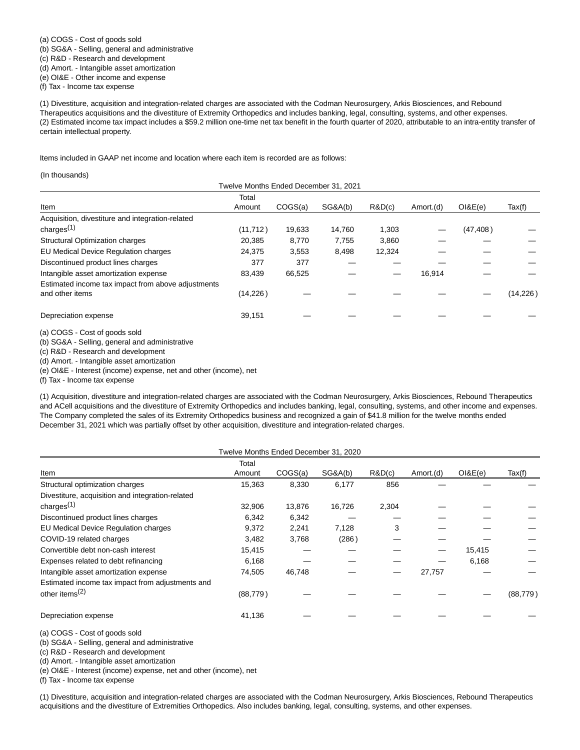(a) COGS - Cost of goods sold
(b) SG&A - Selling, general and administrative
(c) R&D - Research and development
(d) Amort. - Intangible asset amortization
(e) OI&E - Other income and expense
(f) Tax - Income tax expense

(1) Divestiture, acquisition and integration-related charges are associated with the Codman Neurosurgery, Arkis Biosciences, and Rebound Therapeutics acquisitions and the divestiture of Extremity Orthopedics and includes banking, legal, consulting, systems, and other expenses.
(2) Estimated income tax impact includes a $59.2 million one-time net tax benefit in the fourth quarter of 2020, attributable to an intra-entity transfer of certain intellectual property.

Items included in GAAP net income and location where each item is recorded are as follows:

(In thousands)

| Twelve Months Ended December 31, 2021 | | | | | | | |
|---|---|---|---|---|---|---|---|
| Item | Total Amount | COGS(a) | SG&A(b) | R&D(c) | Amort.(d) | OI&E(e) | Tax(f) |
| Acquisition, divestiture and integration-related charges[1] | (11,712) | 19,633 | 14,760 | 1,303 | — | (47,408) | — |
| Structural Optimization charges | 20,385 | 8,770 | 7,755 | 3,860 | — | — | — |
| EU Medical Device Regulation charges | 24,375 | 3,553 | 8,498 | 12,324 | — | — | — |
| Discontinued product lines charges | 377 | 377 | — | — | — | — | — |
| Intangible asset amortization expense | 83,439 | 66,525 | — | — | 16,914 | — | — |
| Estimated income tax impact from above adjustments and other items | (14,226) | — | — | — | — | — | (14,226) |
| Depreciation expense | 39,151 | — | — | — | — | — | — |

(a) COGS - Cost of goods sold
(b) SG&A - Selling, general and administrative
(c) R&D - Research and development
(d) Amort. - Intangible asset amortization
(e) OI&E - Interest (income) expense, net and other (income), net
(f) Tax - Income tax expense

(1) Acquisition, divestiture and integration-related charges are associated with the Codman Neurosurgery, Arkis Biosciences, Rebound Therapeutics and ACell acquisitions and the divestiture of Extremity Orthopedics and includes banking, legal, consulting, systems, and other income and expenses. The Company completed the sales of its Extremity Orthopedics business and recognized a gain of $41.8 million for the twelve months ended December 31, 2021 which was partially offset by other acquisition, divestiture and integration-related charges.

| Twelve Months Ended December 31, 2020 | | | | | | | |
|---|---|---|---|---|---|---|---|
| Item | Total Amount | COGS(a) | SG&A(b) | R&D(c) | Amort.(d) | OI&E(e) | Tax(f) |
| Structural optimization charges | 15,363 | 8,330 | 6,177 | 856 | — | — | — |
| Divestiture, acquisition and integration-related charges[1] | 32,906 | 13,876 | 16,726 | 2,304 | — | — | — |
| Discontinued product lines charges | 6,342 | 6,342 | — | — | — | — | — |
| EU Medical Device Regulation charges | 9,372 | 2,241 | 7,128 | 3 | — | — | — |
| COVID-19 related charges | 3,482 | 3,768 | (286) | — | — | — | — |
| Convertible debt non-cash interest | 15,415 | — | — | — | — | 15,415 | — |
| Expenses related to debt refinancing | 6,168 | — | — | — | — | 6,168 | — |
| Intangible asset amortization expense | 74,505 | 46,748 | — | — | 27,757 | — | — |
| Estimated income tax impact from adjustments and other items[2] | (88,779) | — | — | — | — | — | (88,779) |
| Depreciation expense | 41,136 | — | — | — | — | — | — |

(a) COGS - Cost of goods sold
(b) SG&A - Selling, general and administrative
(c) R&D - Research and development
(d) Amort. - Intangible asset amortization
(e) OI&E - Interest (income) expense, net and other (income), net
(f) Tax - Income tax expense

(1) Divestiture, acquisition and integration-related charges are associated with the Codman Neurosurgery, Arkis Biosciences, Rebound Therapeutics acquisitions and the divestiture of Extremities Orthopedics. Also includes banking, legal, consulting, systems, and other expenses.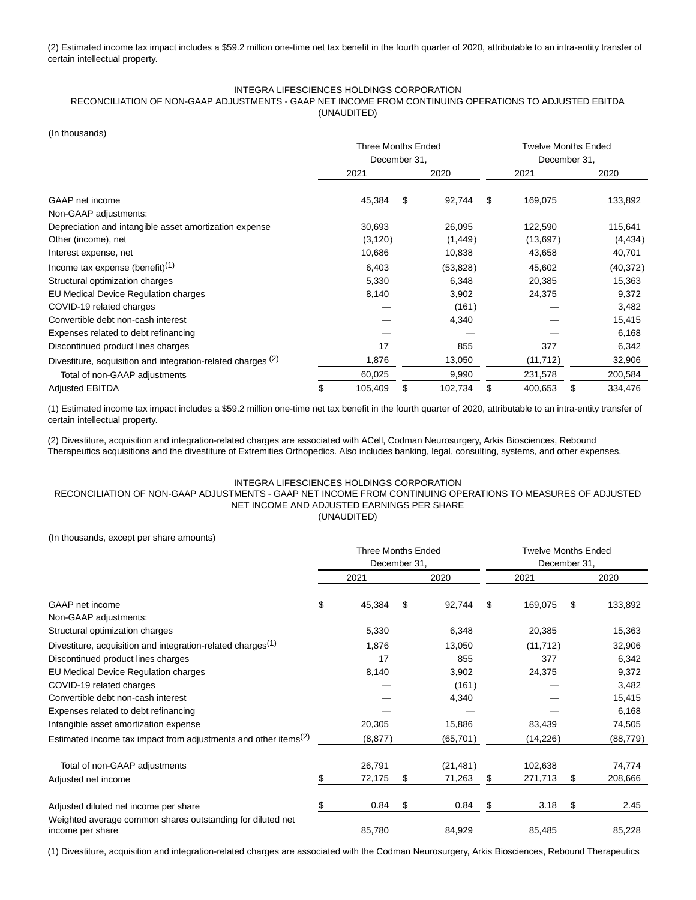(2) Estimated income tax impact includes a $59.2 million one-time net tax benefit in the fourth quarter of 2020, attributable to an intra-entity transfer of certain intellectual property.

INTEGRA LIFESCIENCES HOLDINGS CORPORATION
RECONCILIATION OF NON-GAAP ADJUSTMENTS - GAAP NET INCOME FROM CONTINUING OPERATIONS TO ADJUSTED EBITDA
(UNAUDITED)

(In thousands)

| | Three Months Ended December 31, | | Twelve Months Ended December 31, | |
|---|---|---|---|---|
| | 2021 | 2020 | 2021 | 2020 |
| GAAP net income | 45,384 | $ 92,744 | $ 169,075 | 133,892 |
| Non-GAAP adjustments: | | | | |
| Depreciation and intangible asset amortization expense | 30,693 | 26,095 | 122,590 | 115,641 |
| Other (income), net | (3,120) | (1,449) | (13,697) | (4,434) |
| Interest expense, net | 10,686 | 10,838 | 43,658 | 40,701 |
| Income tax expense (benefit)[1] | 6,403 | (53,828) | 45,602 | (40,372) |
| Structural optimization charges | 5,330 | 6,348 | 20,385 | 15,363 |
| EU Medical Device Regulation charges | 8,140 | 3,902 | 24,375 | 9,372 |
| COVID-19 related charges | — | (161) | — | 3,482 |
| Convertible debt non-cash interest | — | 4,340 | — | 15,415 |
| Expenses related to debt refinancing | — | — | — | 6,168 |
| Discontinued product lines charges | 17 | 855 | 377 | 6,342 |
| Divestiture, acquisition and integration-related charges [2] | 1,876 | 13,050 | (11,712) | 32,906 |
| Total of non-GAAP adjustments | 60,025 | 9,990 | 231,578 | 200,584 |
| Adjusted EBITDA | $ 105,409 | $ 102,734 | $ 400,653 | $ 334,476 |

(1) Estimated income tax impact includes a $59.2 million one-time net tax benefit in the fourth quarter of 2020, attributable to an intra-entity transfer of certain intellectual property.

(2) Divestiture, acquisition and integration-related charges are associated with ACell, Codman Neurosurgery, Arkis Biosciences, Rebound Therapeutics acquisitions and the divestiture of Extremities Orthopedics. Also includes banking, legal, consulting, systems, and other expenses.

INTEGRA LIFESCIENCES HOLDINGS CORPORATION
RECONCILIATION OF NON-GAAP ADJUSTMENTS - GAAP NET INCOME FROM CONTINUING OPERATIONS TO MEASURES OF ADJUSTED NET INCOME AND ADJUSTED EARNINGS PER SHARE
(UNAUDITED)

(In thousands, except per share amounts)

| | Three Months Ended December 31, | | Twelve Months Ended December 31, | |
|---|---|---|---|---|
| | 2021 | 2020 | 2021 | 2020 |
| GAAP net income | $ 45,384 | $ 92,744 | $ 169,075 | $ 133,892 |
| Non-GAAP adjustments: | | | | |
| Structural optimization charges | 5,330 | 6,348 | 20,385 | 15,363 |
| Divestiture, acquisition and integration-related charges[1] | 1,876 | 13,050 | (11,712) | 32,906 |
| Discontinued product lines charges | 17 | 855 | 377 | 6,342 |
| EU Medical Device Regulation charges | 8,140 | 3,902 | 24,375 | 9,372 |
| COVID-19 related charges | — | (161) | — | 3,482 |
| Convertible debt non-cash interest | — | 4,340 | — | 15,415 |
| Expenses related to debt refinancing | — | — | — | 6,168 |
| Intangible asset amortization expense | 20,305 | 15,886 | 83,439 | 74,505 |
| Estimated income tax impact from adjustments and other items[2] | (8,877) | (65,701) | (14,226) | (88,779) |
| Total of non-GAAP adjustments | 26,791 | (21,481) | 102,638 | 74,774 |
| Adjusted net income | $ 72,175 | $ 71,263 | $ 271,713 | $ 208,666 |
| Adjusted diluted net income per share | $ 0.84 | $ 0.84 | $ 3.18 | $ 2.45 |
| Weighted average common shares outstanding for diluted net income per share | 85,780 | 84,929 | 85,485 | 85,228 |

(1) Divestiture, acquisition and integration-related charges are associated with the Codman Neurosurgery, Arkis Biosciences, Rebound Therapeutics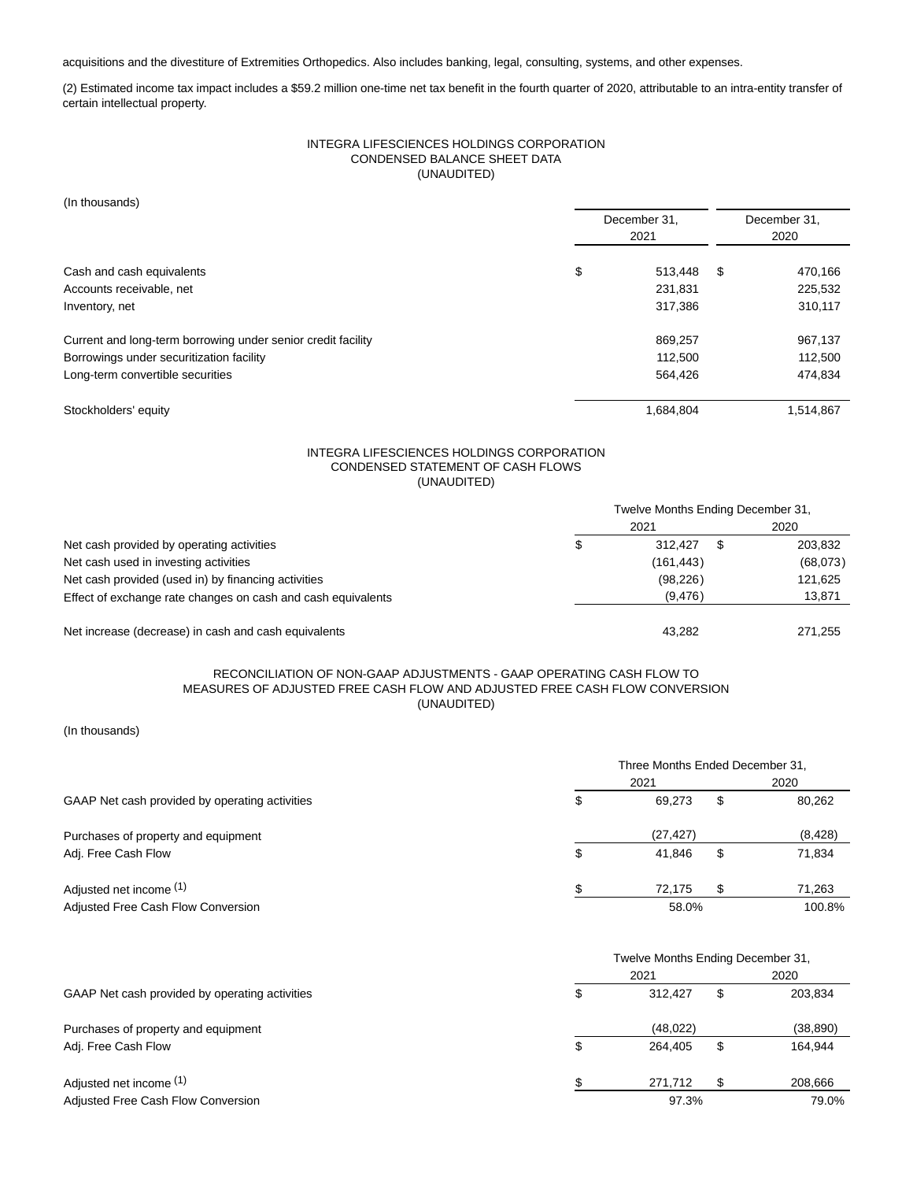acquisitions and the divestiture of Extremities Orthopedics. Also includes banking, legal, consulting, systems, and other expenses.

(2) Estimated income tax impact includes a $59.2 million one-time net tax benefit in the fourth quarter of 2020, attributable to an intra-entity transfer of certain intellectual property.

INTEGRA LIFESCIENCES HOLDINGS CORPORATION
CONDENSED BALANCE SHEET DATA
(UNAUDITED)

(In thousands)

| | December 31, 2021 | December 31, 2020 |
|---|---|---|
| Cash and cash equivalents | $ 513,448 | $ 470,166 |
| Accounts receivable, net | 231,831 | 225,532 |
| Inventory, net | 317,386 | 310,117 |
| Current and long-term borrowing under senior credit facility | 869,257 | 967,137 |
| Borrowings under securitization facility | 112,500 | 112,500 |
| Long-term convertible securities | 564,426 | 474,834 |
| Stockholders' equity | 1,684,804 | 1,514,867 |

INTEGRA LIFESCIENCES HOLDINGS CORPORATION
CONDENSED STATEMENT OF CASH FLOWS
(UNAUDITED)

| | Twelve Months Ending December 31, | |
|---|---|---|
| | 2021 | 2020 |
| Net cash provided by operating activities | $ 312,427 | $ 203,832 |
| Net cash used in investing activities | (161,443) | (68,073) |
| Net cash provided (used in) by financing activities | (98,226) | 121,625 |
| Effect of exchange rate changes on cash and cash equivalents | (9,476) | 13,871 |
| Net increase (decrease) in cash and cash equivalents | 43,282 | 271,255 |

RECONCILIATION OF NON-GAAP ADJUSTMENTS - GAAP OPERATING CASH FLOW TO
MEASURES OF ADJUSTED FREE CASH FLOW AND ADJUSTED FREE CASH FLOW CONVERSION
(UNAUDITED)

(In thousands)

| | Three Months Ended December 31, | |
|---|---|---|
| | 2021 | 2020 |
| GAAP Net cash provided by operating activities | $ 69,273 | $ 80,262 |
| Purchases of property and equipment | (27,427) | (8,428) |
| Adj. Free Cash Flow | $ 41,846 | $ 71,834 |
| Adjusted net income (1) | $ 72,175 | $ 71,263 |
| Adjusted Free Cash Flow Conversion | 58.0% | 100.8% |

| | Twelve Months Ending December 31, | |
|---|---|---|
| | 2021 | 2020 |
| GAAP Net cash provided by operating activities | $ 312,427 | $ 203,834 |
| Purchases of property and equipment | (48,022) | (38,890) |
| Adj. Free Cash Flow | $ 264,405 | $ 164,944 |
| Adjusted net income (1) | $ 271,712 | $ 208,666 |
| Adjusted Free Cash Flow Conversion | 97.3% | 79.0% |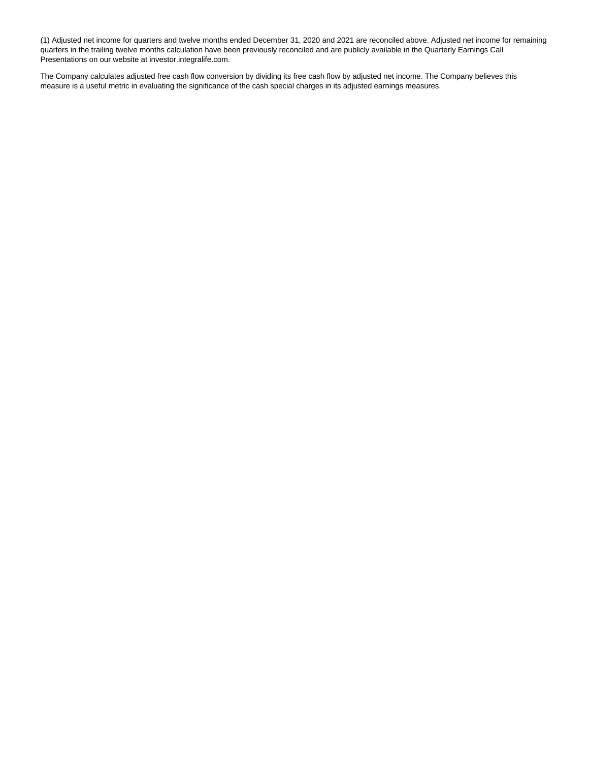(1) Adjusted net income for quarters and twelve months ended December 31, 2020 and 2021 are reconciled above. Adjusted net income for remaining quarters in the trailing twelve months calculation have been previously reconciled and are publicly available in the Quarterly Earnings Call Presentations on our website at investor.integralife.com.

The Company calculates adjusted free cash flow conversion by dividing its free cash flow by adjusted net income. The Company believes this measure is a useful metric in evaluating the significance of the cash special charges in its adjusted earnings measures.